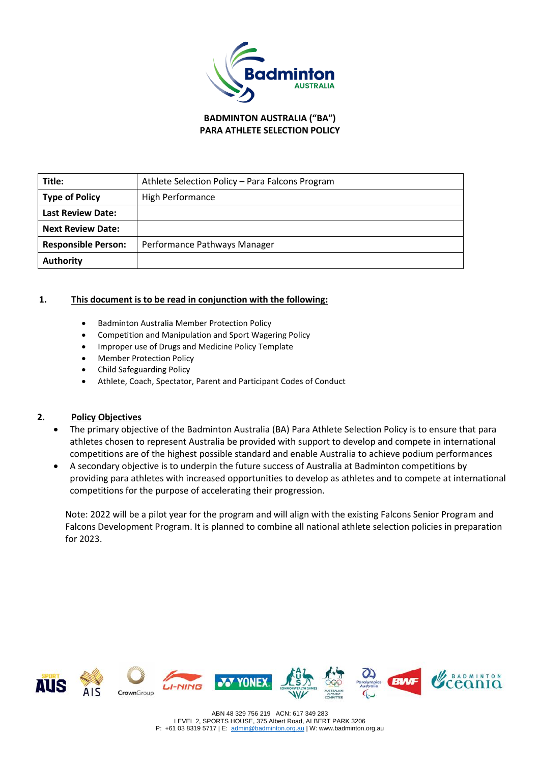# BADMINTON AUSTRALIA ("BA")
# PARA ATHLETE SELECTION POLICY

| **Title:** | Athlete Selection Policy – Para Falcons Program |
|---|---|
| **Type of Policy** | High Performance |
| **Last Review Date:** | |
| **Next Review Date:** | |
| **Responsible Person:** | Performance Pathways Manager |
| **Authority** | |

## 1. This document is to be read in conjunction with the following:

- Badminton Australia Member Protection Policy
- Competition and Manipulation and Sport Wagering Policy
- Improper use of Drugs and Medicine Policy Template
- Member Protection Policy
- Child Safeguarding Policy
- Athlete, Coach, Spectator, Parent and Participant Codes of Conduct

## 2. Policy Objectives

- The primary objective of the Badminton Australia (BA) Para Athlete Selection Policy is to ensure that para athletes chosen to represent Australia be provided with support to develop and compete in international competitions are of the highest possible standard and enable Australia to achieve podium performances
- A secondary objective is to underpin the future success of Australia at Badminton competitions by providing para athletes with increased opportunities to develop as athletes and to compete at international competitions for the purpose of accelerating their progression.

Note: 2022 will be a pilot year for the program and will align with the existing Falcons Senior Program and Falcons Development Program. It is planned to combine all national athlete selection policies in preparation for 2023.

ABN 48 329 756 219 ACN: 617 349 283
LEVEL 2, SPORTS HOUSE, 375 Albert Road, ALBERT PARK 3206
P: +61 03 8319 5717 | E: admin@badminton.org.au | W: www.badminton.org.au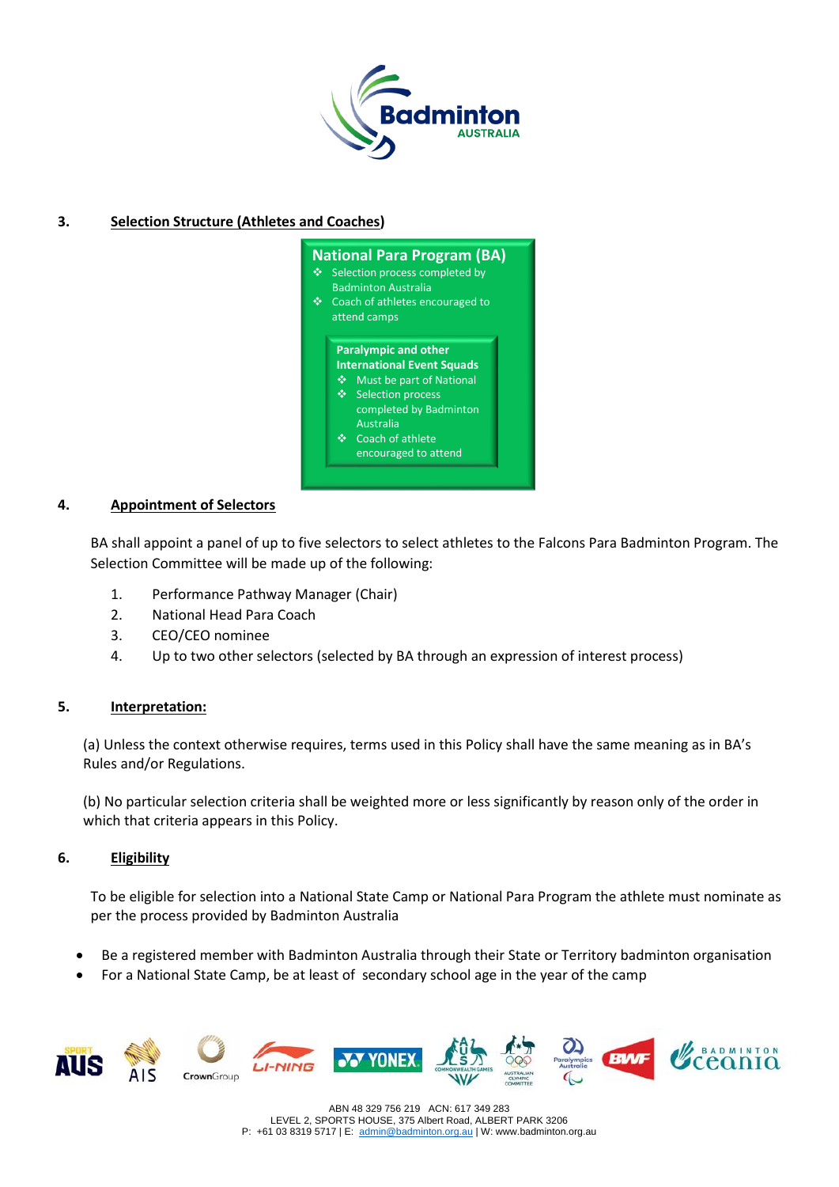## 3. Selection Structure (Athletes and Coaches)

**National Para Program (BA)**

- Selection process completed by Badminton Australia
- Coach of athletes encouraged to attend camps

**Paralympic and other International Event Squads**

- Must be part of National
- Selection process completed by Badminton Australia
- Coach of athlete encouraged to attend

## 4. Appointment of Selectors

BA shall appoint a panel of up to five selectors to select athletes to the Falcons Para Badminton Program. The Selection Committee will be made up of the following:

1. Performance Pathway Manager (Chair)
2. National Head Para Coach
3. CEO/CEO nominee
4. Up to two other selectors (selected by BA through an expression of interest process)

## 5. Interpretation:

(a) Unless the context otherwise requires, terms used in this Policy shall have the same meaning as in BA's Rules and/or Regulations.

(b) No particular selection criteria shall be weighted more or less significantly by reason only of the order in which that criteria appears in this Policy.

## 6. Eligibility

To be eligible for selection into a National State Camp or National Para Program the athlete must nominate as per the process provided by Badminton Australia

- Be a registered member with Badminton Australia through their State or Territory badminton organisation
- For a National State Camp, be at least of secondary school age in the year of the camp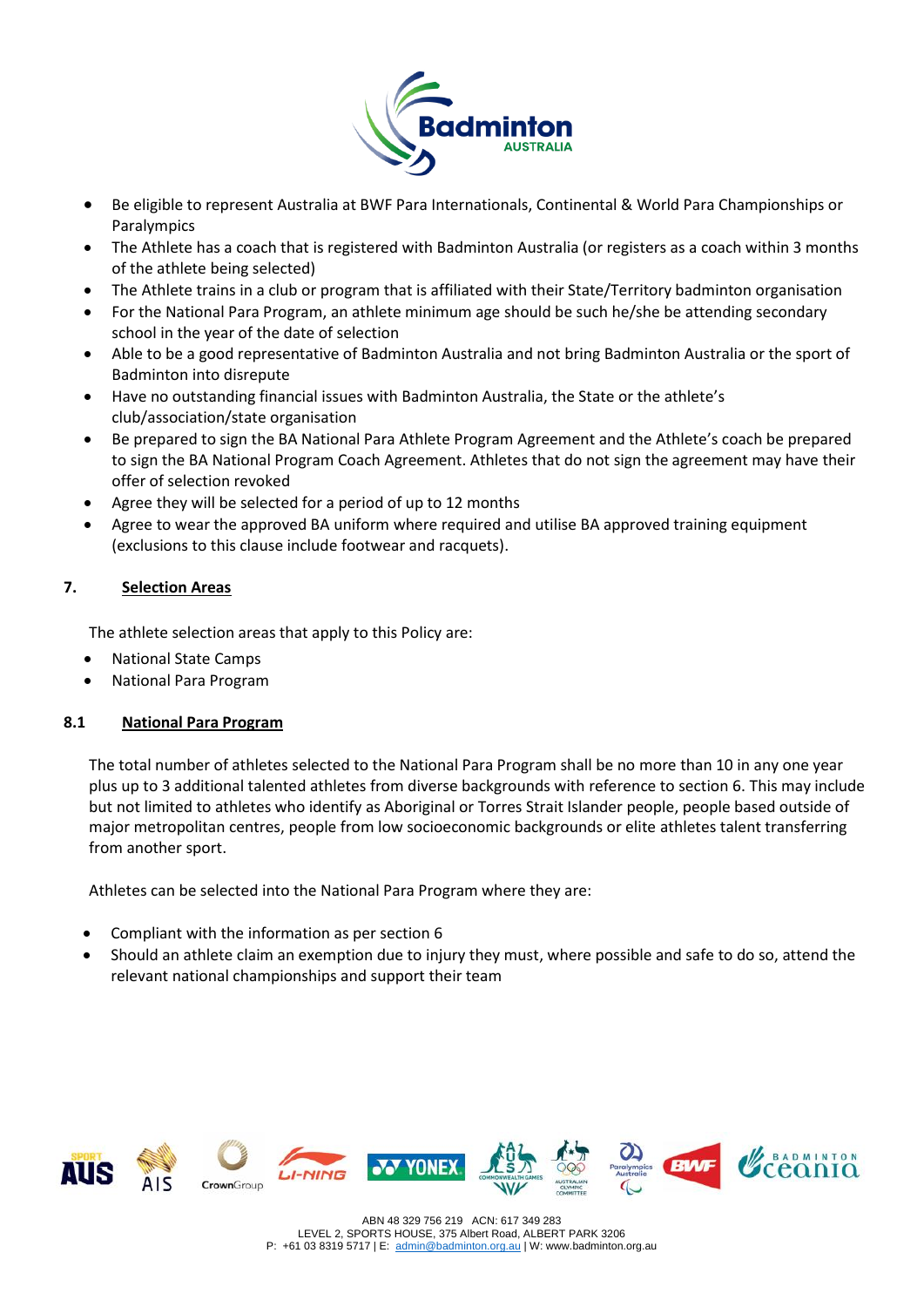- Be eligible to represent Australia at BWF Para Internationals, Continental & World Para Championships or Paralympics
- The Athlete has a coach that is registered with Badminton Australia (or registers as a coach within 3 months of the athlete being selected)
- The Athlete trains in a club or program that is affiliated with their State/Territory badminton organisation
- For the National Para Program, an athlete minimum age should be such he/she be attending secondary school in the year of the date of selection
- Able to be a good representative of Badminton Australia and not bring Badminton Australia or the sport of Badminton into disrepute
- Have no outstanding financial issues with Badminton Australia, the State or the athlete's club/association/state organisation
- Be prepared to sign the BA National Para Athlete Program Agreement and the Athlete's coach be prepared to sign the BA National Program Coach Agreement. Athletes that do not sign the agreement may have their offer of selection revoked
- Agree they will be selected for a period of up to 12 months
- Agree to wear the approved BA uniform where required and utilise BA approved training equipment (exclusions to this clause include footwear and racquets).

## 7. Selection Areas

The athlete selection areas that apply to this Policy are:

- National State Camps
- National Para Program

### 8.1 National Para Program

The total number of athletes selected to the National Para Program shall be no more than 10 in any one year plus up to 3 additional talented athletes from diverse backgrounds with reference to section 6. This may include but not limited to athletes who identify as Aboriginal or Torres Strait Islander people, people based outside of major metropolitan centres, people from low socioeconomic backgrounds or elite athletes talent transferring from another sport.

Athletes can be selected into the National Para Program where they are:

- Compliant with the information as per section 6
- Should an athlete claim an exemption due to injury they must, where possible and safe to do so, attend the relevant national championships and support their team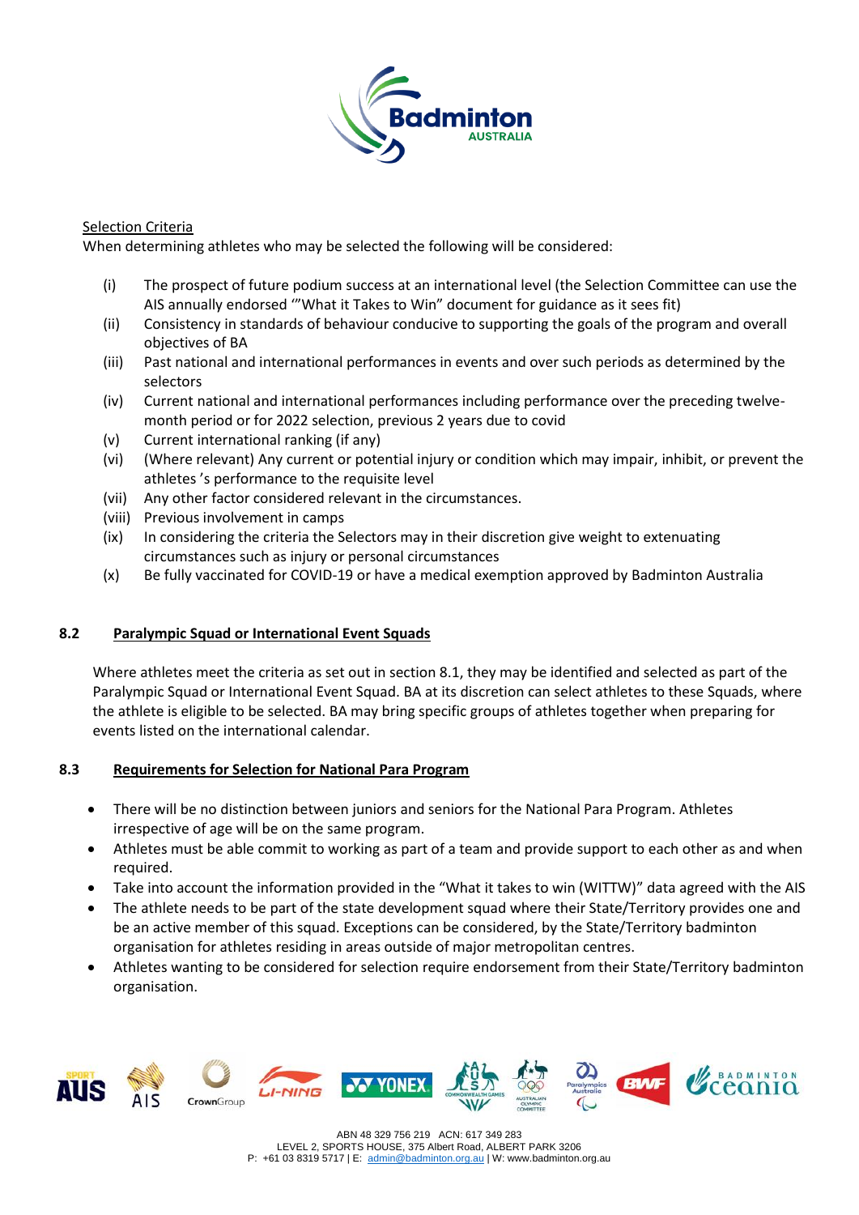Selection Criteria

When determining athletes who may be selected the following will be considered:

(i) The prospect of future podium success at an international level (the Selection Committee can use the AIS annually endorsed '"What it Takes to Win" document for guidance as it sees fit)
(ii) Consistency in standards of behaviour conducive to supporting the goals of the program and overall objectives of BA
(iii) Past national and international performances in events and over such periods as determined by the selectors
(iv) Current national and international performances including performance over the preceding twelve-month period or for 2022 selection, previous 2 years due to covid
(v) Current international ranking (if any)
(vi) (Where relevant) Any current or potential injury or condition which may impair, inhibit, or prevent the athletes 's performance to the requisite level
(vii) Any other factor considered relevant in the circumstances.
(viii) Previous involvement in camps
(ix) In considering the criteria the Selectors may in their discretion give weight to extenuating circumstances such as injury or personal circumstances
(x) Be fully vaccinated for COVID-19 or have a medical exemption approved by Badminton Australia

## 8.2 Paralympic Squad or International Event Squads

Where athletes meet the criteria as set out in section 8.1, they may be identified and selected as part of the Paralympic Squad or International Event Squad. BA at its discretion can select athletes to these Squads, where the athlete is eligible to be selected. BA may bring specific groups of athletes together when preparing for events listed on the international calendar.

## 8.3 Requirements for Selection for National Para Program

- There will be no distinction between juniors and seniors for the National Para Program. Athletes irrespective of age will be on the same program.
- Athletes must be able commit to working as part of a team and provide support to each other as and when required.
- Take into account the information provided in the "What it takes to win (WITTW)" data agreed with the AIS
- The athlete needs to be part of the state development squad where their State/Territory provides one and be an active member of this squad. Exceptions can be considered, by the State/Territory badminton organisation for athletes residing in areas outside of major metropolitan centres.
- Athletes wanting to be considered for selection require endorsement from their State/Territory badminton organisation.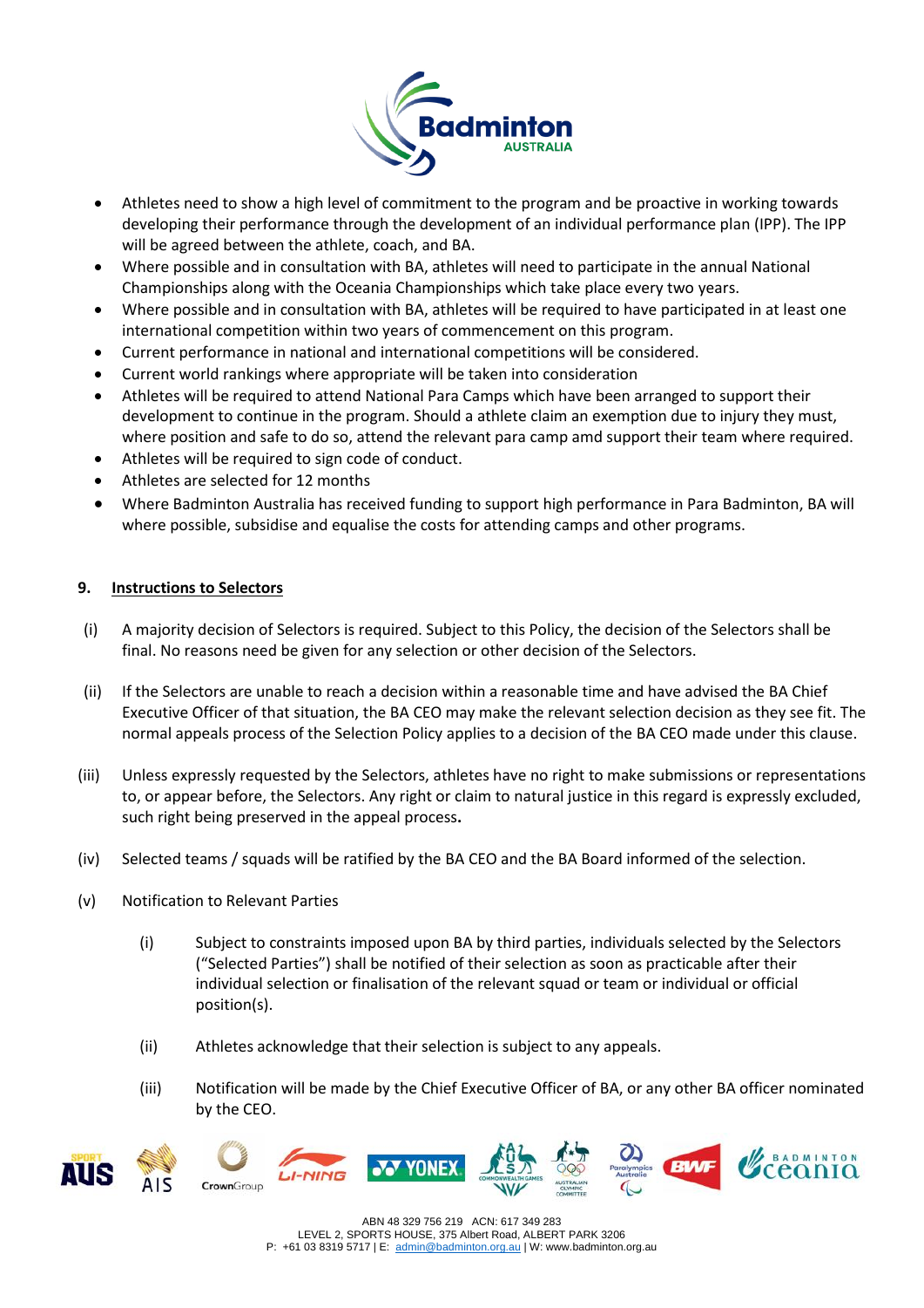- Athletes need to show a high level of commitment to the program and be proactive in working towards developing their performance through the development of an individual performance plan (IPP). The IPP will be agreed between the athlete, coach, and BA.
- Where possible and in consultation with BA, athletes will need to participate in the annual National Championships along with the Oceania Championships which take place every two years.
- Where possible and in consultation with BA, athletes will be required to have participated in at least one international competition within two years of commencement on this program.
- Current performance in national and international competitions will be considered.
- Current world rankings where appropriate will be taken into consideration
- Athletes will be required to attend National Para Camps which have been arranged to support their development to continue in the program. Should a athlete claim an exemption due to injury they must, where position and safe to do so, attend the relevant para camp amd support their team where required.
- Athletes will be required to sign code of conduct.
- Athletes are selected for 12 months
- Where Badminton Australia has received funding to support high performance in Para Badminton, BA will where possible, subsidise and equalise the costs for attending camps and other programs.

## 9. Instructions to Selectors

(i) A majority decision of Selectors is required. Subject to this Policy, the decision of the Selectors shall be final. No reasons need be given for any selection or other decision of the Selectors.

(ii) If the Selectors are unable to reach a decision within a reasonable time and have advised the BA Chief Executive Officer of that situation, the BA CEO may make the relevant selection decision as they see fit. The normal appeals process of the Selection Policy applies to a decision of the BA CEO made under this clause.

(iii) Unless expressly requested by the Selectors, athletes have no right to make submissions or representations to, or appear before, the Selectors. Any right or claim to natural justice in this regard is expressly excluded, such right being preserved in the appeal process.

(iv) Selected teams / squads will be ratified by the BA CEO and the BA Board informed of the selection.

(v) Notification to Relevant Parties

   (i) Subject to constraints imposed upon BA by third parties, individuals selected by the Selectors ("Selected Parties") shall be notified of their selection as soon as practicable after their individual selection or finalisation of the relevant squad or team or individual or official position(s).

   (ii) Athletes acknowledge that their selection is subject to any appeals.

   (iii) Notification will be made by the Chief Executive Officer of BA, or any other BA officer nominated by the CEO.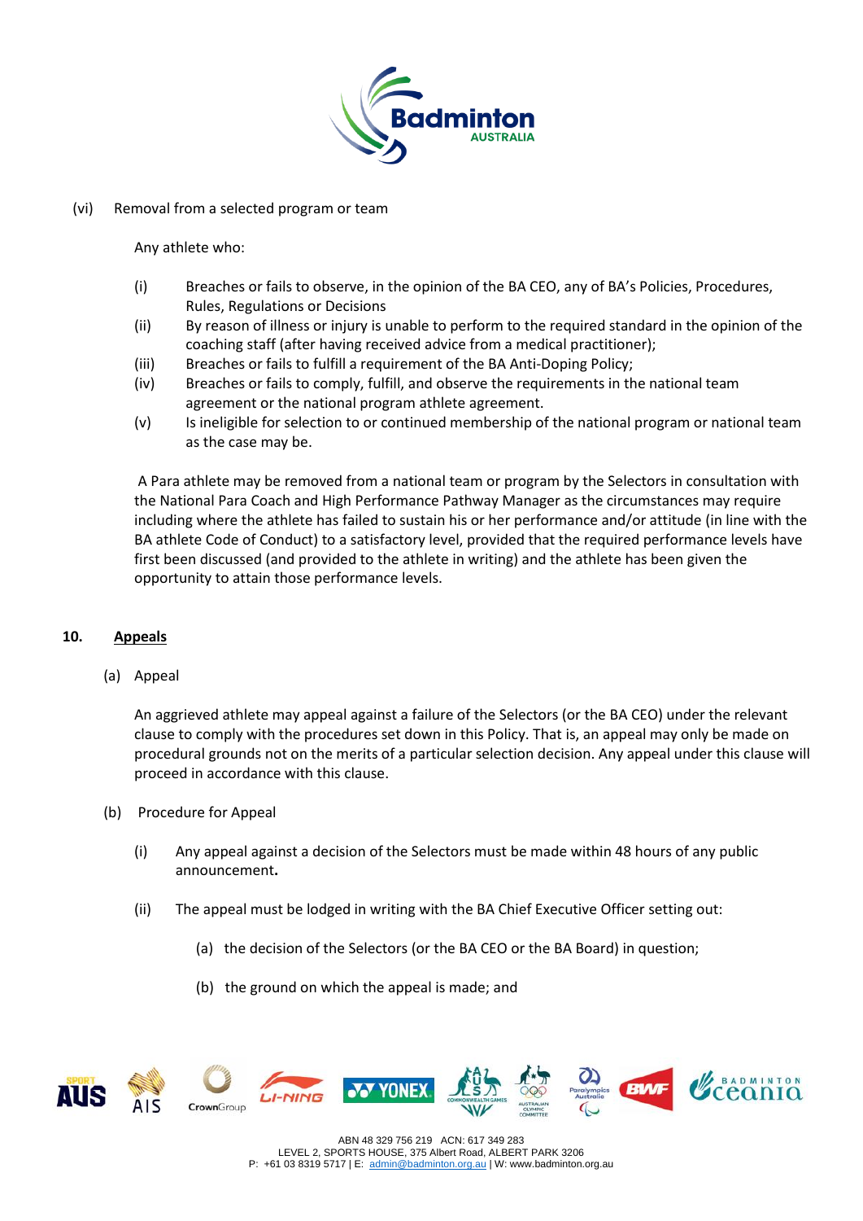(vi) Removal from a selected program or team

Any athlete who:

(i) Breaches or fails to observe, in the opinion of the BA CEO, any of BA's Policies, Procedures, Rules, Regulations or Decisions

(ii) By reason of illness or injury is unable to perform to the required standard in the opinion of the coaching staff (after having received advice from a medical practitioner);

(iii) Breaches or fails to fulfill a requirement of the BA Anti-Doping Policy;

(iv) Breaches or fails to comply, fulfill, and observe the requirements in the national team agreement or the national program athlete agreement.

(v) Is ineligible for selection to or continued membership of the national program or national team as the case may be.

A Para athlete may be removed from a national team or program by the Selectors in consultation with the National Para Coach and High Performance Pathway Manager as the circumstances may require including where the athlete has failed to sustain his or her performance and/or attitude (in line with the BA athlete Code of Conduct) to a satisfactory level, provided that the required performance levels have first been discussed (and provided to the athlete in writing) and the athlete has been given the opportunity to attain those performance levels.

## 10. <u>Appeals</u>

(a) Appeal

An aggrieved athlete may appeal against a failure of the Selectors (or the BA CEO) under the relevant clause to comply with the procedures set down in this Policy. That is, an appeal may only be made on procedural grounds not on the merits of a particular selection decision. Any appeal under this clause will proceed in accordance with this clause.

(b) Procedure for Appeal

(i) Any appeal against a decision of the Selectors must be made within 48 hours of any public announcement**.**

(ii) The appeal must be lodged in writing with the BA Chief Executive Officer setting out:

(a) the decision of the Selectors (or the BA CEO or the BA Board) in question;

(b) the ground on which the appeal is made; and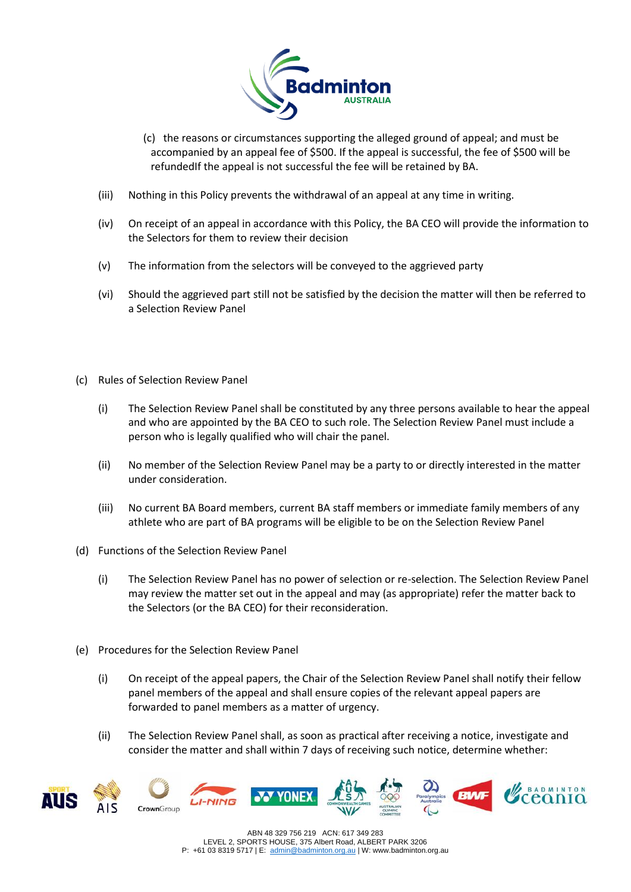(c) the reasons or circumstances supporting the alleged ground of appeal; and must be accompanied by an appeal fee of $500. If the appeal is successful, the fee of $500 will be refundedIf the appeal is not successful the fee will be retained by BA.

(iii) Nothing in this Policy prevents the withdrawal of an appeal at any time in writing.

(iv) On receipt of an appeal in accordance with this Policy, the BA CEO will provide the information to the Selectors for them to review their decision

(v) The information from the selectors will be conveyed to the aggrieved party

(vi) Should the aggrieved part still not be satisfied by the decision the matter will then be referred to a Selection Review Panel

(c) Rules of Selection Review Panel

(i) The Selection Review Panel shall be constituted by any three persons available to hear the appeal and who are appointed by the BA CEO to such role. The Selection Review Panel must include a person who is legally qualified who will chair the panel.

(ii) No member of the Selection Review Panel may be a party to or directly interested in the matter under consideration.

(iii) No current BA Board members, current BA staff members or immediate family members of any athlete who are part of BA programs will be eligible to be on the Selection Review Panel

(d) Functions of the Selection Review Panel

(i) The Selection Review Panel has no power of selection or re-selection. The Selection Review Panel may review the matter set out in the appeal and may (as appropriate) refer the matter back to the Selectors (or the BA CEO) for their reconsideration.

(e) Procedures for the Selection Review Panel

(i) On receipt of the appeal papers, the Chair of the Selection Review Panel shall notify their fellow panel members of the appeal and shall ensure copies of the relevant appeal papers are forwarded to panel members as a matter of urgency.

(ii) The Selection Review Panel shall, as soon as practical after receiving a notice, investigate and consider the matter and shall within 7 days of receiving such notice, determine whether: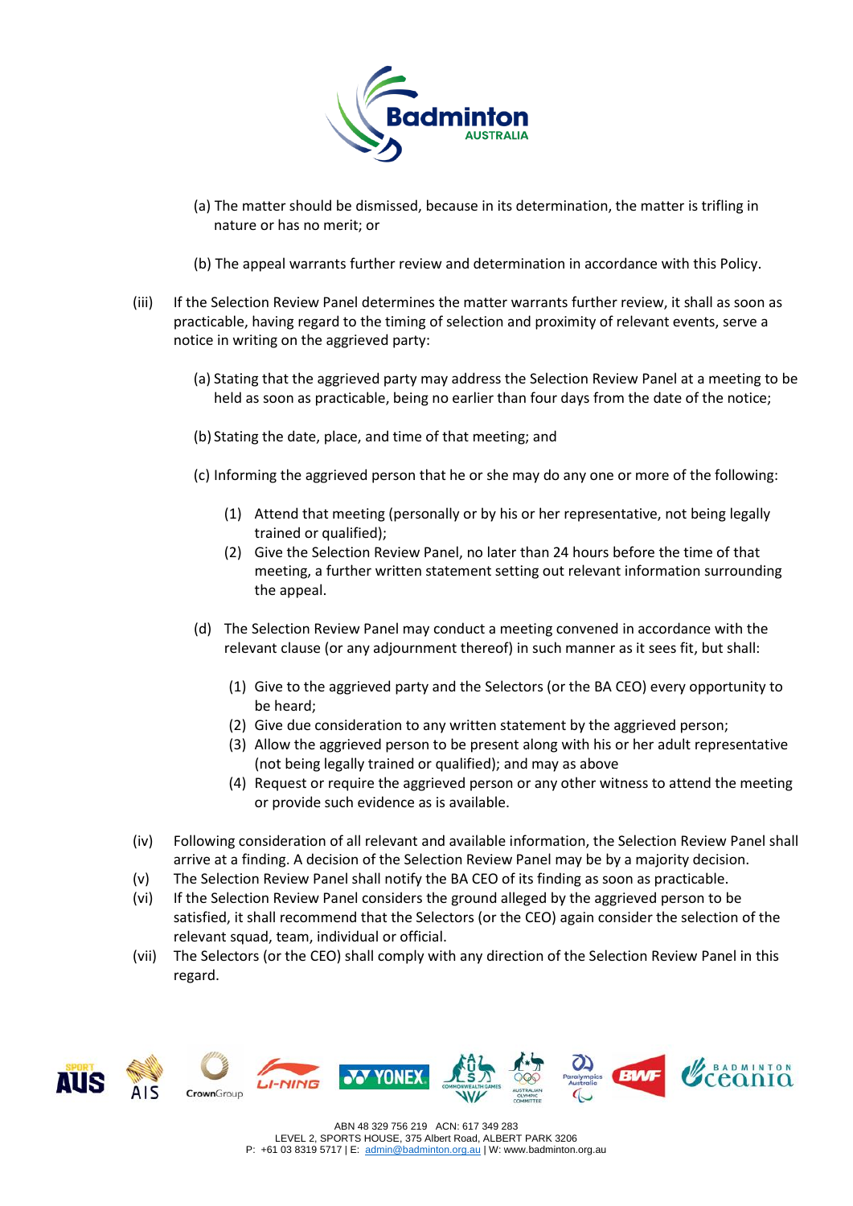(a) The matter should be dismissed, because in its determination, the matter is trifling in nature or has no merit; or

(b) The appeal warrants further review and determination in accordance with this Policy.

(iii) If the Selection Review Panel determines the matter warrants further review, it shall as soon as practicable, having regard to the timing of selection and proximity of relevant events, serve a notice in writing on the aggrieved party:

(a) Stating that the aggrieved party may address the Selection Review Panel at a meeting to be held as soon as practicable, being no earlier than four days from the date of the notice;

(b) Stating the date, place, and time of that meeting; and

(c) Informing the aggrieved person that he or she may do any one or more of the following:

(1) Attend that meeting (personally or by his or her representative, not being legally trained or qualified);
(2) Give the Selection Review Panel, no later than 24 hours before the time of that meeting, a further written statement setting out relevant information surrounding the appeal.

(d) The Selection Review Panel may conduct a meeting convened in accordance with the relevant clause (or any adjournment thereof) in such manner as it sees fit, but shall:

(1) Give to the aggrieved party and the Selectors (or the BA CEO) every opportunity to be heard;
(2) Give due consideration to any written statement by the aggrieved person;
(3) Allow the aggrieved person to be present along with his or her adult representative (not being legally trained or qualified); and may as above
(4) Request or require the aggrieved person or any other witness to attend the meeting or provide such evidence as is available.

(iv) Following consideration of all relevant and available information, the Selection Review Panel shall arrive at a finding. A decision of the Selection Review Panel may be by a majority decision.
(v) The Selection Review Panel shall notify the BA CEO of its finding as soon as practicable.
(vi) If the Selection Review Panel considers the ground alleged by the aggrieved person to be satisfied, it shall recommend that the Selectors (or the CEO) again consider the selection of the relevant squad, team, individual or official.
(vii) The Selectors (or the CEO) shall comply with any direction of the Selection Review Panel in this regard.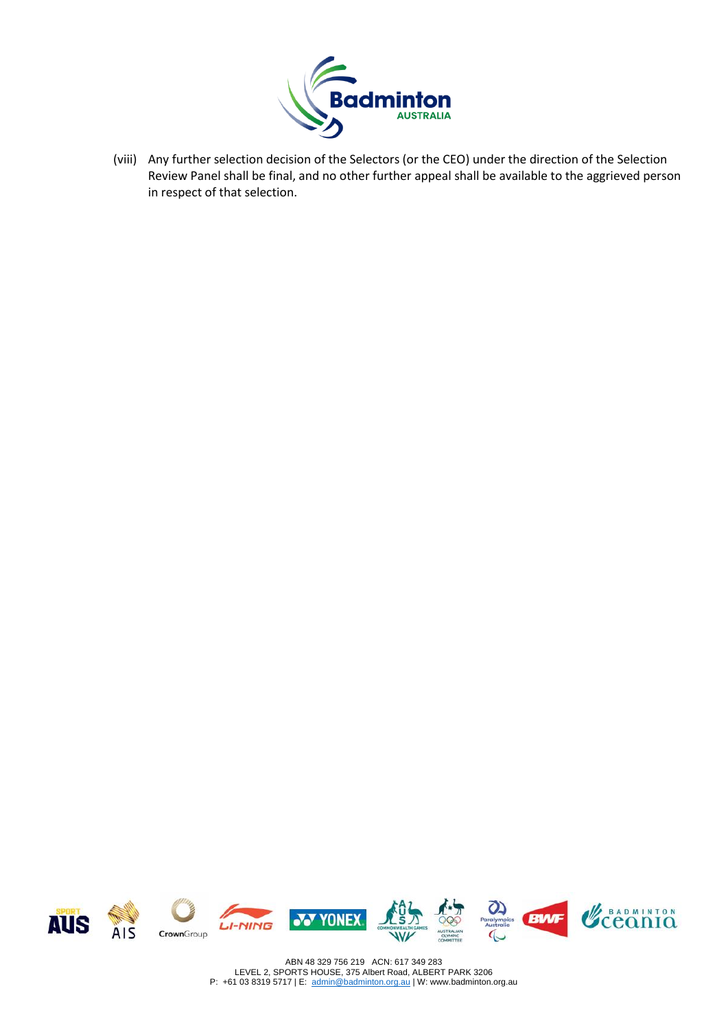(viii) Any further selection decision of the Selectors (or the CEO) under the direction of the Selection Review Panel shall be final, and no other further appeal shall be available to the aggrieved person in respect of that selection.